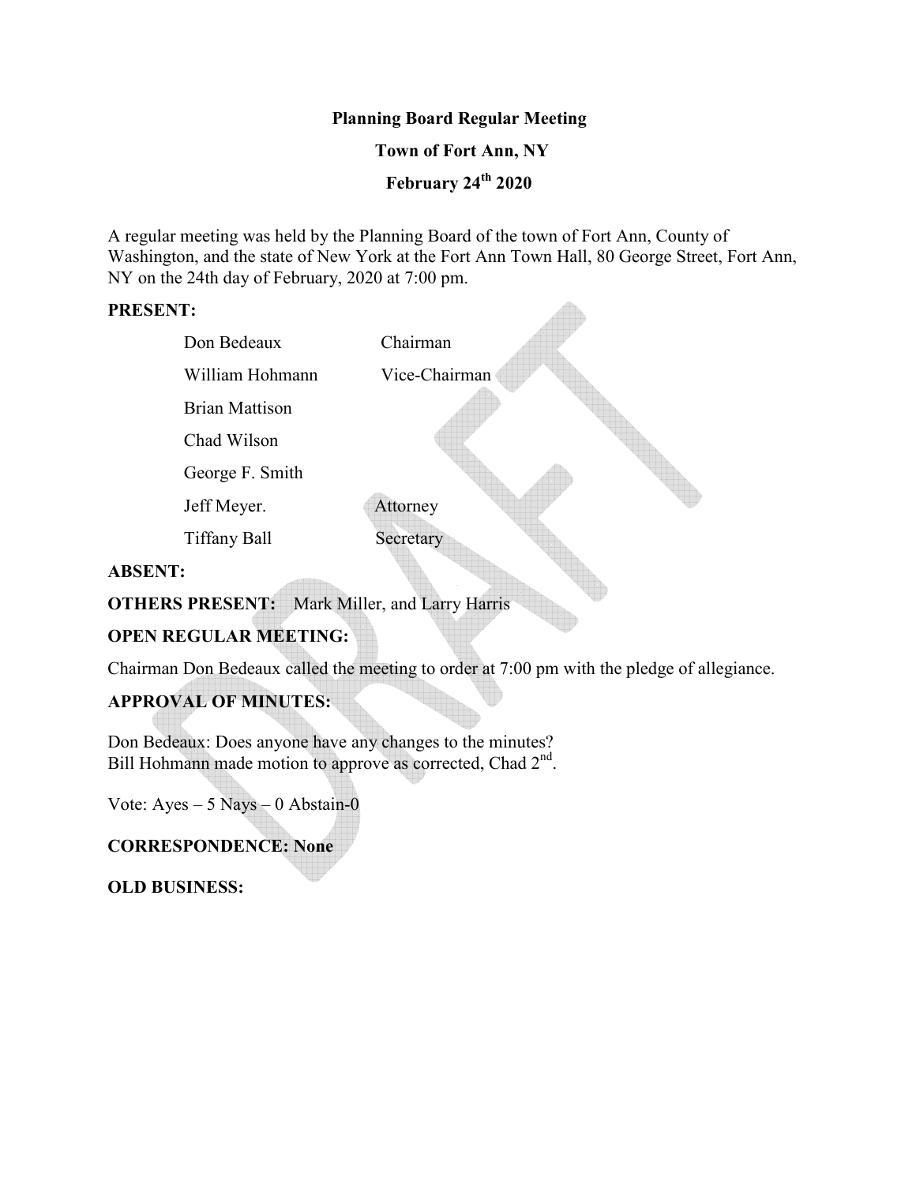**Planning Board Regular Meeting**

**Town of Fort Ann, NY**

**February 24th 2020**

A regular meeting was held by the Planning Board of the town of Fort Ann, County of Washington, and the state of New York at the Fort Ann Town Hall, 80 George Street, Fort Ann, NY on the 24th day of February, 2020 at 7:00 pm.

**PRESENT:**

| | |
|---|---|
| Don Bedeaux | Chairman |
| William Hohmann | Vice-Chairman |
| Brian Mattison | |
| Chad Wilson | |
| George F. Smith | |
| Jeff Meyer. | Attorney |
| Tiffany Ball | Secretary |

**ABSENT:**

**OTHERS PRESENT:** Mark Miller, and Larry Harris

**OPEN REGULAR MEETING:**

Chairman Don Bedeaux called the meeting to order at 7:00 pm with the pledge of allegiance.

**APPROVAL OF MINUTES:**

Don Bedeaux: Does anyone have any changes to the minutes?
Bill Hohmann made motion to approve as corrected, Chad 2nd.

Vote: Ayes – 5 Nays – 0 Abstain-0

**CORRESPONDENCE: None**

**OLD BUSINESS:**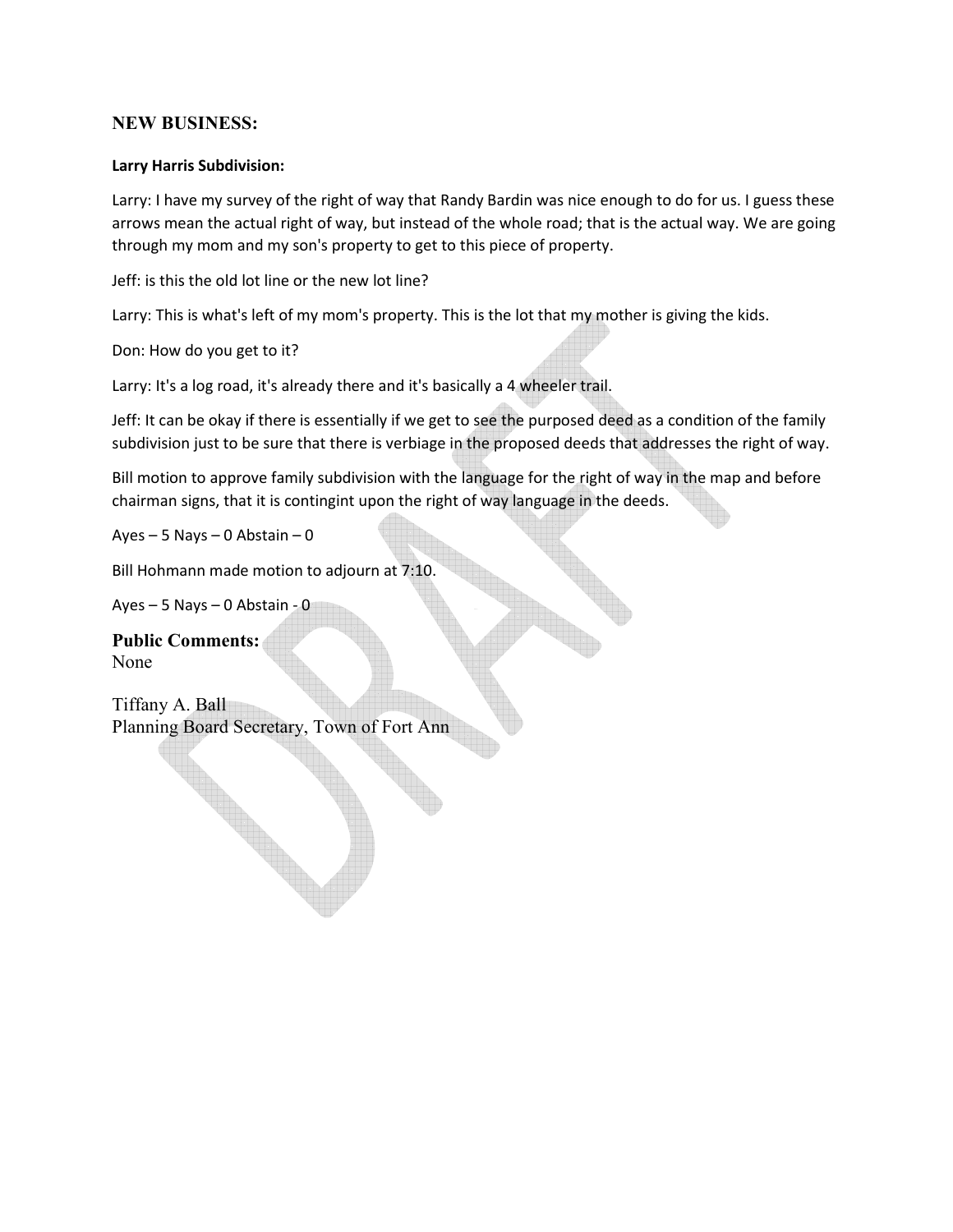## NEW BUSINESS:

**Larry Harris Subdivision:**

Larry: I have my survey of the right of way that Randy Bardin was nice enough to do for us. I guess these arrows mean the actual right of way, but instead of the whole road; that is the actual way. We are going through my mom and my son's property to get to this piece of property.

Jeff: is this the old lot line or the new lot line?

Larry: This is what's left of my mom's property. This is the lot that my mother is giving the kids.

Don: How do you get to it?

Larry: It's a log road, it's already there and it's basically a 4 wheeler trail.

Jeff: It can be okay if there is essentially if we get to see the purposed deed as a condition of the family subdivision just to be sure that there is verbiage in the proposed deeds that addresses the right of way.

Bill motion to approve family subdivision with the language for the right of way in the map and before chairman signs, that it is contingint upon the right of way language in the deeds.

Ayes – 5 Nays – 0 Abstain – 0

Bill Hohmann made motion to adjourn at 7:10.

Ayes – 5 Nays – 0 Abstain - 0

**Public Comments:**
None

Tiffany A. Ball
Planning Board Secretary, Town of Fort Ann